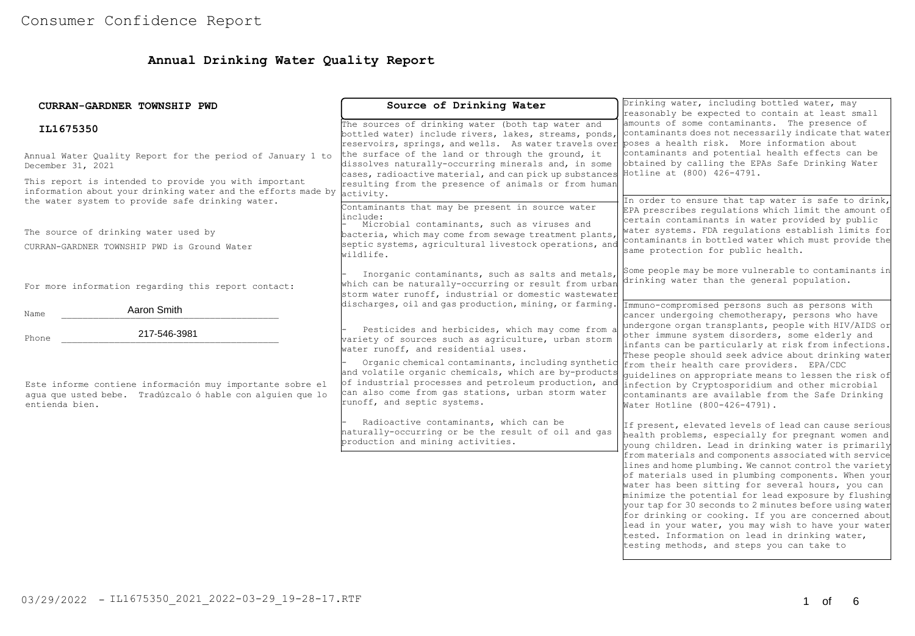# Consumer Confidence Report

## Annual Drinking Water Quality Report

**CURRAN-GARDNER TOWNSHIP PWD**

**IL1675350**

Annual Water Quality Report for the period of January 1 to December 31, 2021

This report is intended to provide you with important information about your drinking water and the efforts made by the water system to provide safe drinking water.

The source of drinking water used by CURRAN-GARDNER TOWNSHIP PWD is Ground Water

For more information regarding this report contact:

Name: Aaron Smith

Phone: 217-546-3981

Este informe contiene información muy importante sobre el agua que usted bebe. Tradúzcalo ó hable con alguien que lo entienda bien.

### Source of Drinking Water

The sources of drinking water (both tap water and bottled water) include rivers, lakes, streams, ponds, reservoirs, springs, and wells. As water travels over the surface of the land or through the ground, it dissolves naturally-occurring minerals and, in some cases, radioactive material, and can pick up substances resulting from the presence of animals or from human activity.

Contaminants that may be present in source water include:

- Microbial contaminants, such as viruses and bacteria, which may come from sewage treatment plants, septic systems, agricultural livestock operations, and wildlife.

- Inorganic contaminants, such as salts and metals, which can be naturally-occurring or result from urban storm water runoff, industrial or domestic wastewater discharges, oil and gas production, mining, or farming.

- Pesticides and herbicides, which may come from a variety of sources such as agriculture, urban storm water runoff, and residential uses.

- Organic chemical contaminants, including synthetic and volatile organic chemicals, which are by-products of industrial processes and petroleum production, and can also come from gas stations, urban storm water runoff, and septic systems.

- Radioactive contaminants, which can be naturally-occurring or the result of oil and gas production and mining activities.

Drinking water, including bottled water, may reasonably be expected to contain at least small amounts of some contaminants. The presence of contaminants does not necessarily indicate that water poses a health risk. More information about contaminants and potential health effects can be obtained by calling the EPAs Safe Drinking Water Hotline at (800) 426-4791.

In order to ensure that tap water is safe to drink, EPA prescribes regulations which limit the amount of certain contaminants in water provided by public water systems. FDA regulations establish limits for contaminants in bottled water which must provide the same protection for public health.

Some people may be more vulnerable to contaminants in drinking water than the general population.

Immuno-compromised persons such as persons with cancer undergoing chemotherapy, persons who have undergone organ transplants, people with HIV/AIDS or other immune system disorders, some elderly and infants can be particularly at risk from infections. These people should seek advice about drinking water from their health care providers. EPA/CDC guidelines on appropriate means to lessen the risk of infection by Cryptosporidium and other microbial contaminants are available from the Safe Drinking Water Hotline (800-426-4791).

If present, elevated levels of lead can cause serious health problems, especially for pregnant women and young children. Lead in drinking water is primarily from materials and components associated with service lines and home plumbing. We cannot control the variety of materials used in plumbing components. When your water has been sitting for several hours, you can minimize the potential for lead exposure by flushing your tap for 30 seconds to 2 minutes before using water for drinking or cooking. If you are concerned about lead in your water, you may wish to have your water tested. Information on lead in drinking water, testing methods, and steps you can take to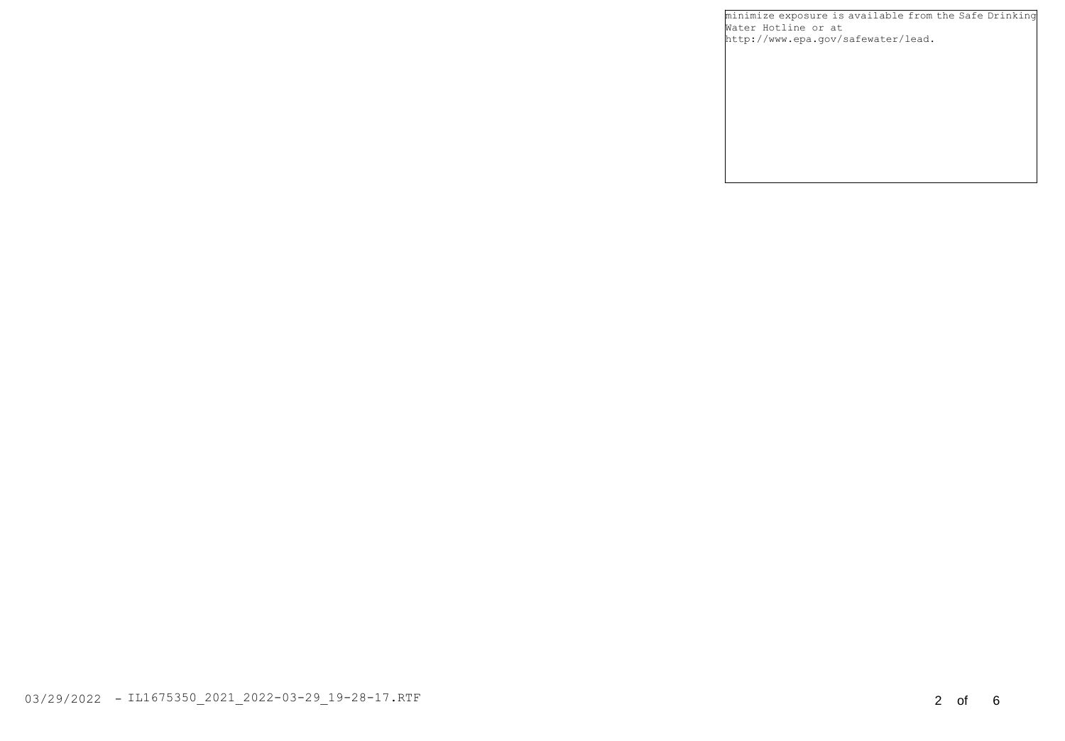minimize exposure is available from the Safe Drinking Water Hotline or at http://www.epa.gov/safewater/lead.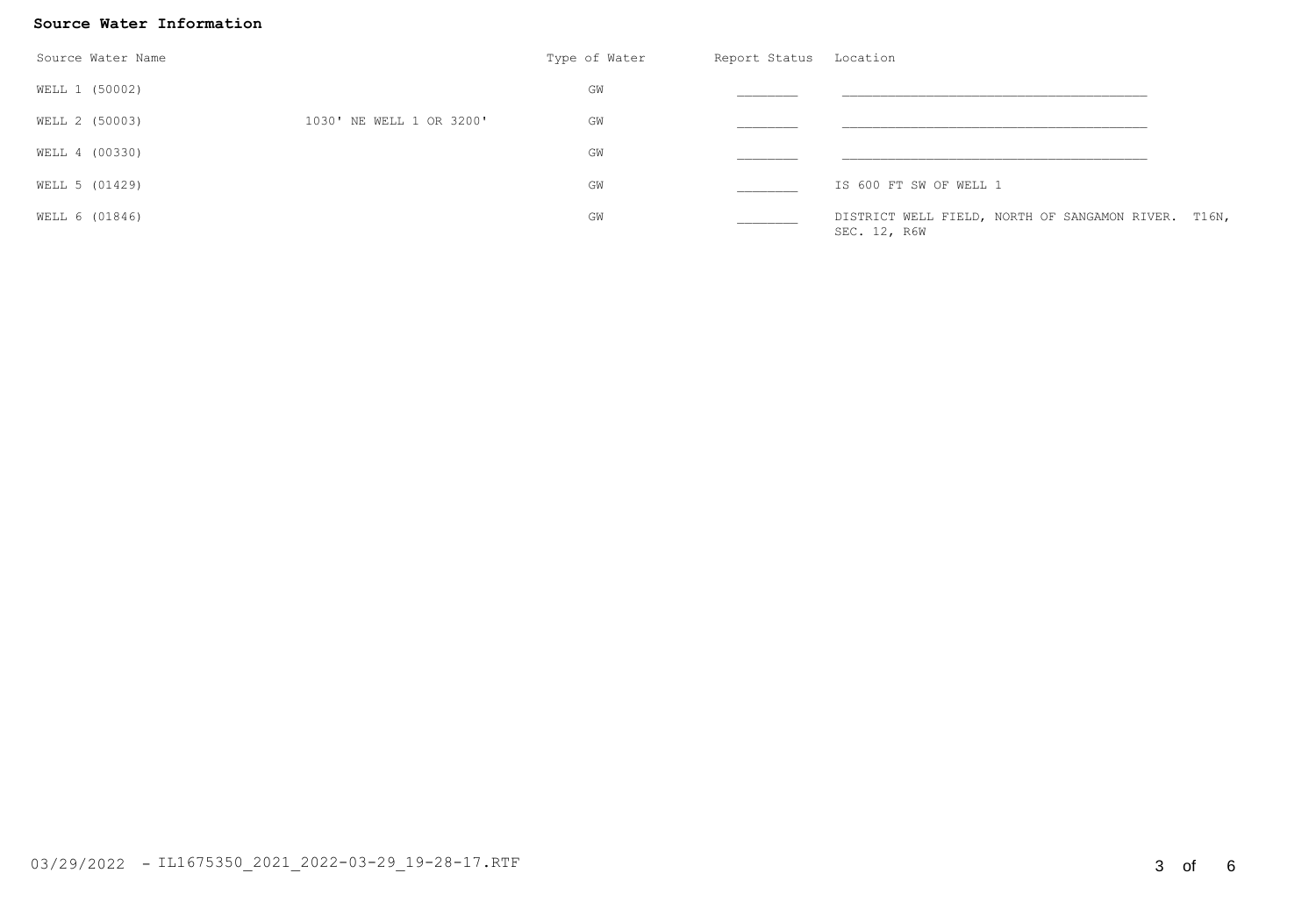**Source Water Information**

| Source Water Name | | Type of Water | Report Status | Location |
|---|---|---|---|---|
| WELL 1 (50002) | | GW | ________ | ________________________________________ |
| WELL 2 (50003) | 1030' NE WELL 1 OR 3200' | GW | ________ | ________________________________________ |
| WELL 4 (00330) | | GW | ________ | ________________________________________ |
| WELL 5 (01429) | | GW | ________ | IS 600 FT SW OF WELL 1 |
| WELL 6 (01846) | | GW | ________ | DISTRICT WELL FIELD, NORTH OF SANGAMON RIVER. T16N, SEC. 12, R6W |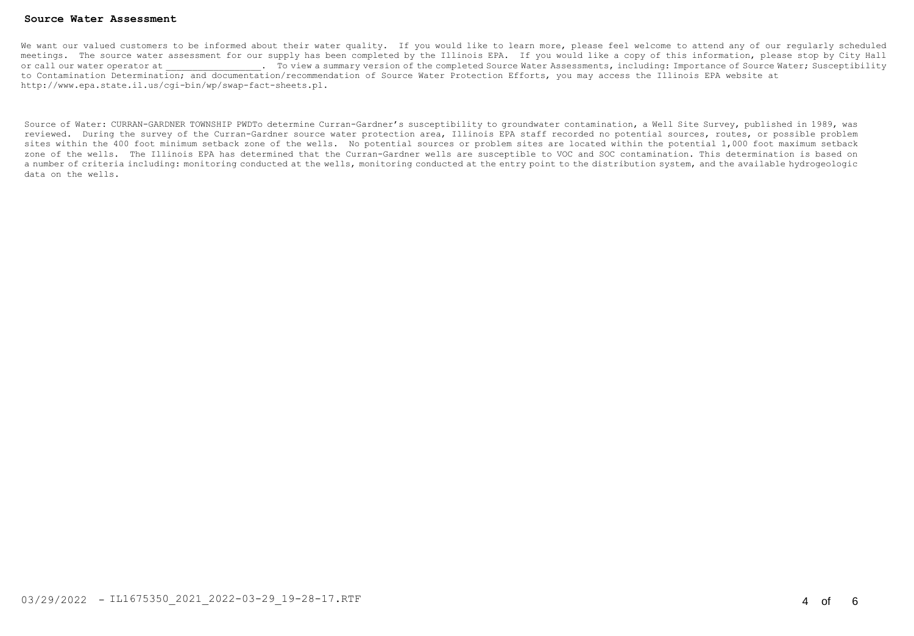**Source Water Assessment**

We want our valued customers to be informed about their water quality. If you would like to learn more, please feel welcome to attend any of our regularly scheduled meetings. The source water assessment for our supply has been completed by the Illinois EPA. If you would like a copy of this information, please stop by City Hall or call our water operator at ________________. To view a summary version of the completed Source Water Assessments, including: Importance of Source Water; Susceptibility to Contamination Determination; and documentation/recommendation of Source Water Protection Efforts, you may access the Illinois EPA website at http://www.epa.state.il.us/cgi-bin/wp/swap-fact-sheets.pl.

Source of Water: CURRAN-GARDNER TOWNSHIP PWDTo determine Curran-Gardner's susceptibility to groundwater contamination, a Well Site Survey, published in 1989, was reviewed. During the survey of the Curran-Gardner source water protection area, Illinois EPA staff recorded no potential sources, routes, or possible problem sites within the 400 foot minimum setback zone of the wells. No potential sources or problem sites are located within the potential 1,000 foot maximum setback zone of the wells. The Illinois EPA has determined that the Curran-Gardner wells are susceptible to VOC and SOC contamination. This determination is based on a number of criteria including: monitoring conducted at the wells, monitoring conducted at the entry point to the distribution system, and the available hydrogeologic data on the wells.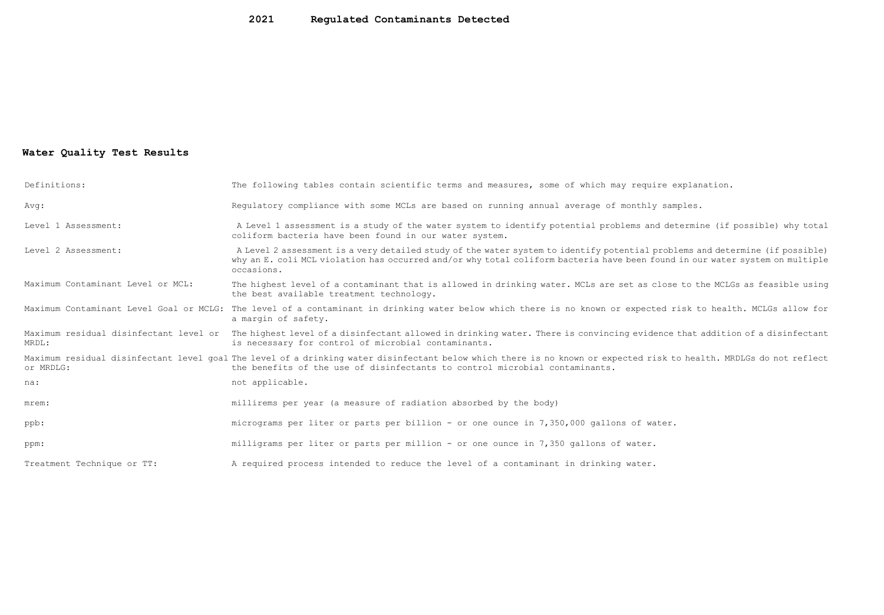# 2021 Regulated Contaminants Detected

## Water Quality Test Results

| | |
|---|---|
| Definitions: | The following tables contain scientific terms and measures, some of which may require explanation. |
| Avg: | Regulatory compliance with some MCLs are based on running annual average of monthly samples. |
| Level 1 Assessment: | A Level 1 assessment is a study of the water system to identify potential problems and determine (if possible) why total coliform bacteria have been found in our water system. |
| Level 2 Assessment: | A Level 2 assessment is a very detailed study of the water system to identify potential problems and determine (if possible) why an E. coli MCL violation has occurred and/or why total coliform bacteria have been found in our water system on multiple occasions. |
| Maximum Contaminant Level or MCL: | The highest level of a contaminant that is allowed in drinking water. MCLs are set as close to the MCLGs as feasible using the best available treatment technology. |
| Maximum Contaminant Level Goal or MCLG: | The level of a contaminant in drinking water below which there is no known or expected risk to health. MCLGs allow for a margin of safety. |
| Maximum residual disinfectant level or MRDL: | The highest level of a disinfectant allowed in drinking water. There is convincing evidence that addition of a disinfectant is necessary for control of microbial contaminants. |
| Maximum residual disinfectant level goal or MRDLG: | The level of a drinking water disinfectant below which there is no known or expected risk to health. MRDLGs do not reflect the benefits of the use of disinfectants to control microbial contaminants. |
| na: | not applicable. |
| mrem: | millirems per year (a measure of radiation absorbed by the body) |
| ppb: | micrograms per liter or parts per billion - or one ounce in 7,350,000 gallons of water. |
| ppm: | milligrams per liter or parts per million - or one ounce in 7,350 gallons of water. |
| Treatment Technique or TT: | A required process intended to reduce the level of a contaminant in drinking water. |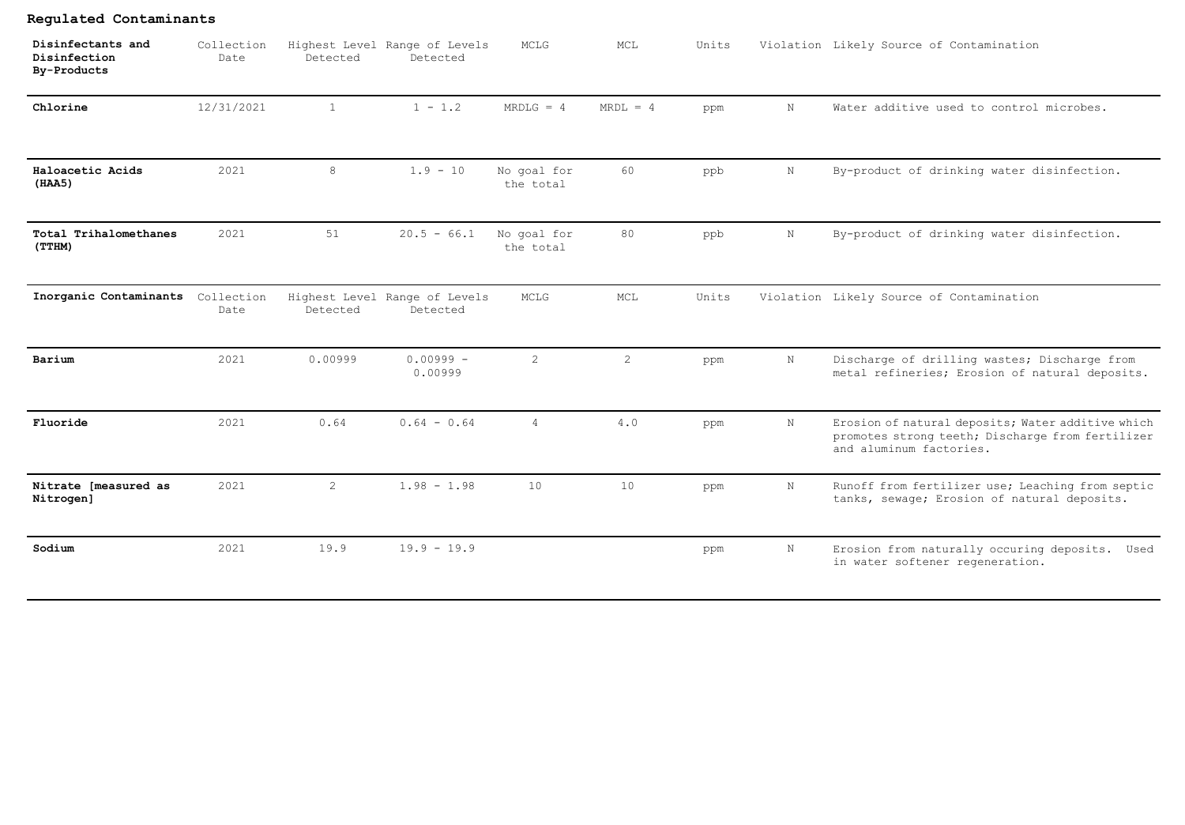## Regulated Contaminants

| Disinfectants and Disinfection By-Products | Collection Date | Highest Level Detected | Range of Levels Detected | MCLG | MCL | Units | Violation | Likely Source of Contamination |
|---|---|---|---|---|---|---|---|---|
| **Chlorine** | 12/31/2021 | 1 | 1 - 1.2 | MRDLG = 4 | MRDL = 4 | ppm | N | Water additive used to control microbes. |
| **Haloacetic Acids (HAA5)** | 2021 | 8 | 1.9 - 10 | No goal for the total | 60 | ppb | N | By-product of drinking water disinfection. |
| **Total Trihalomethanes (TTHM)** | 2021 | 51 | 20.5 - 66.1 | No goal for the total | 80 | ppb | N | By-product of drinking water disinfection. |

| Inorganic Contaminants | Collection Date | Highest Level Detected | Range of Levels Detected | MCLG | MCL | Units | Violation | Likely Source of Contamination |
|---|---|---|---|---|---|---|---|---|
| **Barium** | 2021 | 0.00999 | 0.00999 - 0.00999 | 2 | 2 | ppm | N | Discharge of drilling wastes; Discharge from metal refineries; Erosion of natural deposits. |
| **Fluoride** | 2021 | 0.64 | 0.64 - 0.64 | 4 | 4.0 | ppm | N | Erosion of natural deposits; Water additive which promotes strong teeth; Discharge from fertilizer and aluminum factories. |
| **Nitrate [measured as Nitrogen]** | 2021 | 2 | 1.98 - 1.98 | 10 | 10 | ppm | N | Runoff from fertilizer use; Leaching from septic tanks, sewage; Erosion of natural deposits. |
| **Sodium** | 2021 | 19.9 | 19.9 - 19.9 | | | ppm | N | Erosion from naturally occuring deposits. Used in water softener regeneration. |